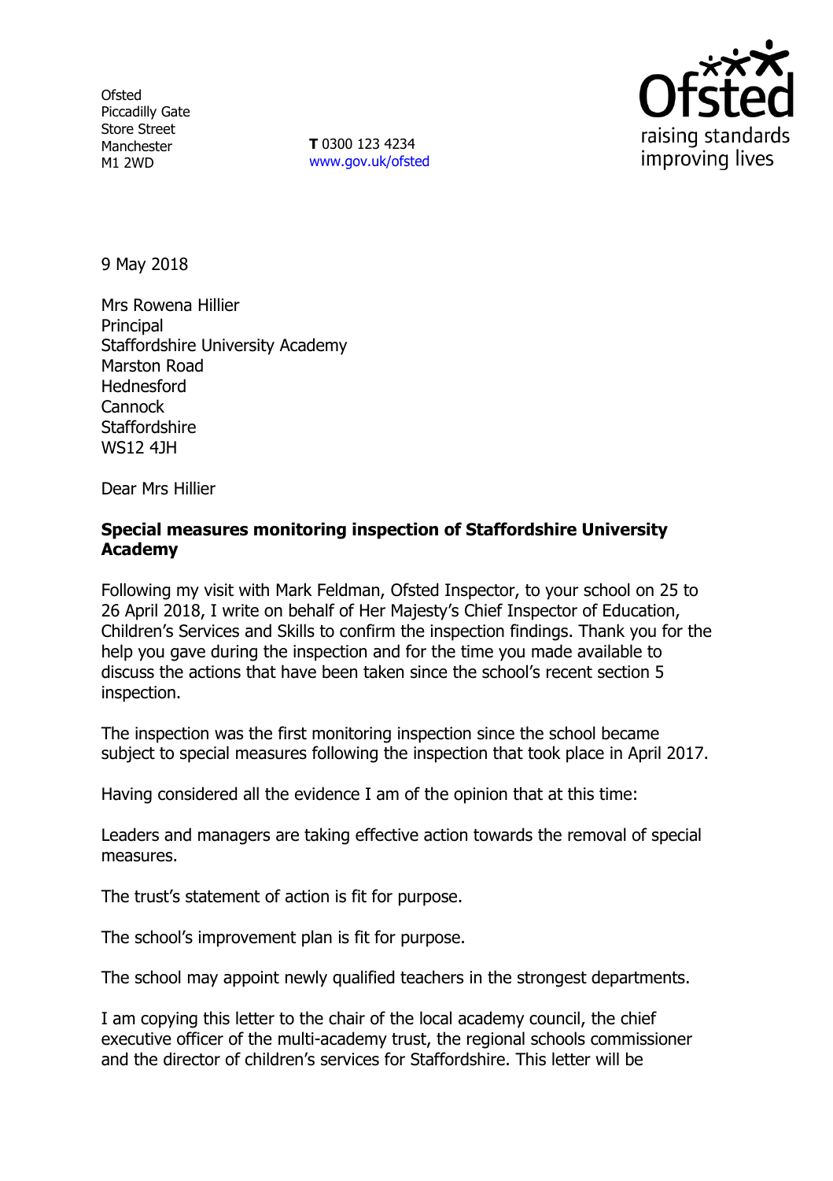Ofsted
Piccadilly Gate
Store Street
Manchester
M1 2WD

**T** 0300 123 4234
www.gov.uk/ofsted

9 May 2018

Mrs Rowena Hillier
Principal
Staffordshire University Academy
Marston Road
Hednesford
Cannock
Staffordshire
WS12 4JH

Dear Mrs Hillier

**Special measures monitoring inspection of Staffordshire University Academy**

Following my visit with Mark Feldman, Ofsted Inspector, to your school on 25 to 26 April 2018, I write on behalf of Her Majesty's Chief Inspector of Education, Children's Services and Skills to confirm the inspection findings. Thank you for the help you gave during the inspection and for the time you made available to discuss the actions that have been taken since the school's recent section 5 inspection.

The inspection was the first monitoring inspection since the school became subject to special measures following the inspection that took place in April 2017.

Having considered all the evidence I am of the opinion that at this time:

Leaders and managers are taking effective action towards the removal of special measures.

The trust's statement of action is fit for purpose.

The school's improvement plan is fit for purpose.

The school may appoint newly qualified teachers in the strongest departments.

I am copying this letter to the chair of the local academy council, the chief executive officer of the multi-academy trust, the regional schools commissioner and the director of children's services for Staffordshire. This letter will be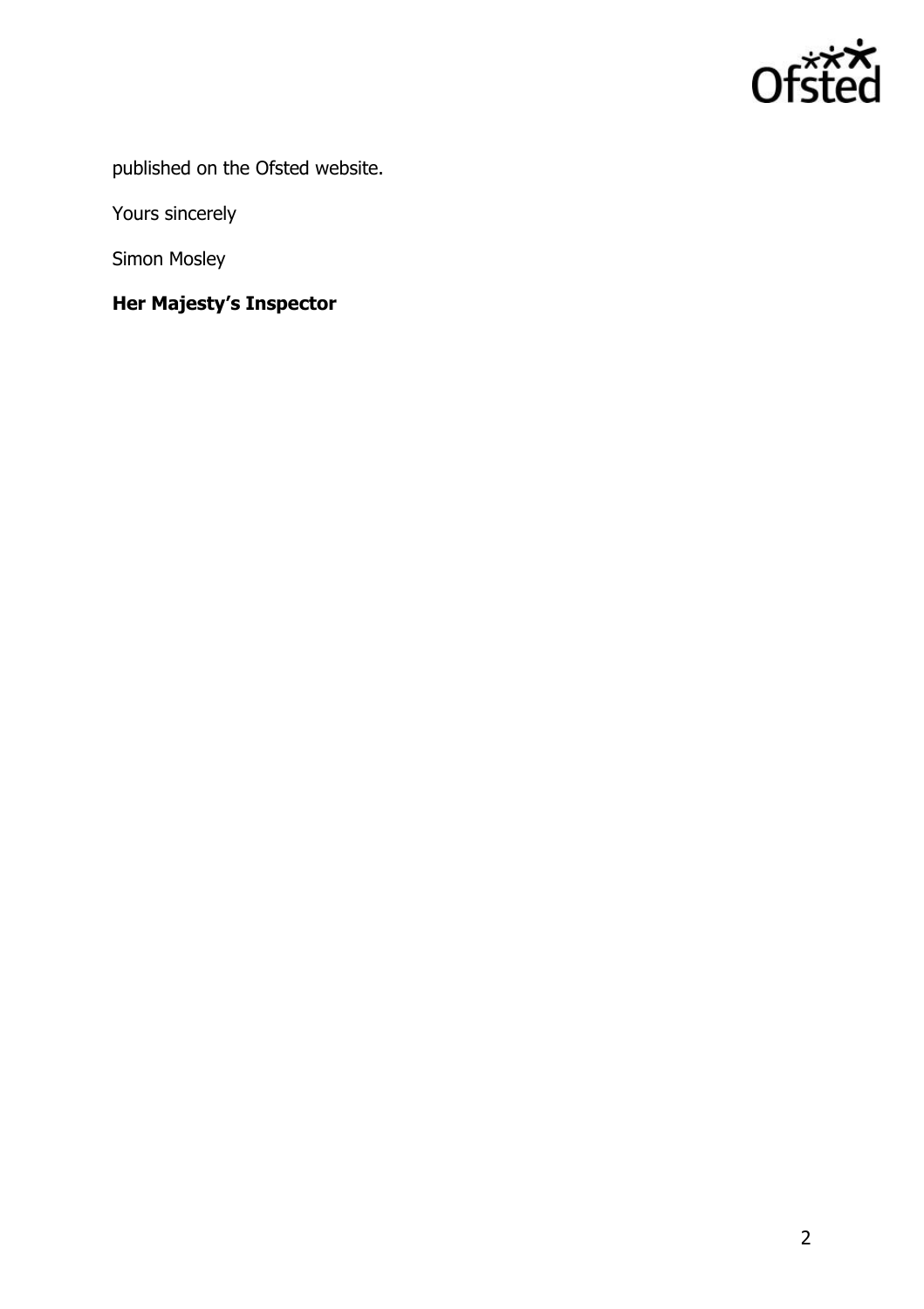published on the Ofsted website.

Yours sincerely

Simon Mosley

**Her Majesty's Inspector**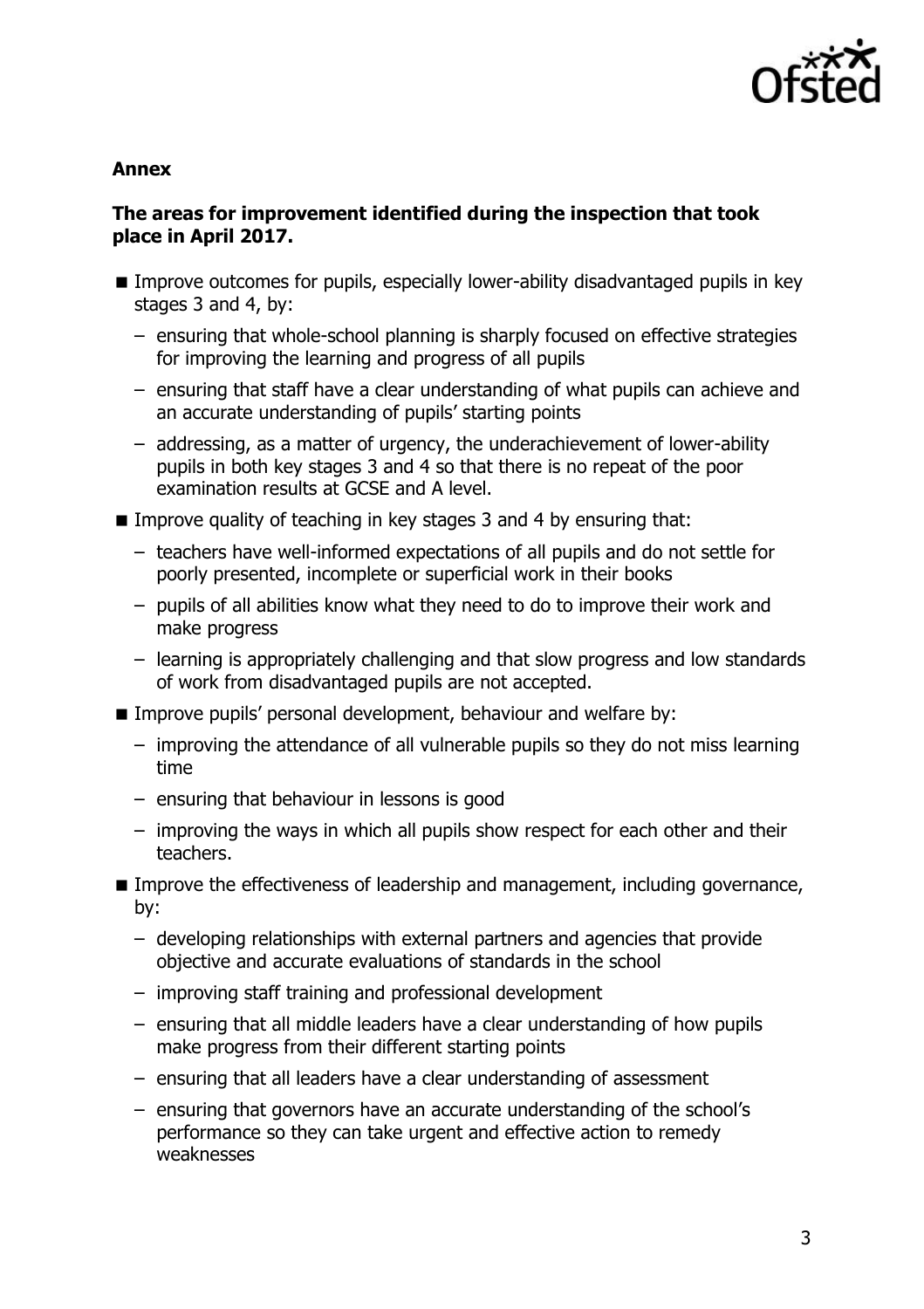**Annex**

**The areas for improvement identified during the inspection that took place in April 2017.**

- Improve outcomes for pupils, especially lower-ability disadvantaged pupils in key stages 3 and 4, by:
  - ensuring that whole-school planning is sharply focused on effective strategies for improving the learning and progress of all pupils
  - ensuring that staff have a clear understanding of what pupils can achieve and an accurate understanding of pupils' starting points
  - addressing, as a matter of urgency, the underachievement of lower-ability pupils in both key stages 3 and 4 so that there is no repeat of the poor examination results at GCSE and A level.
- Improve quality of teaching in key stages 3 and 4 by ensuring that:
  - teachers have well-informed expectations of all pupils and do not settle for poorly presented, incomplete or superficial work in their books
  - pupils of all abilities know what they need to do to improve their work and make progress
  - learning is appropriately challenging and that slow progress and low standards of work from disadvantaged pupils are not accepted.
- Improve pupils' personal development, behaviour and welfare by:
  - improving the attendance of all vulnerable pupils so they do not miss learning time
  - ensuring that behaviour in lessons is good
  - improving the ways in which all pupils show respect for each other and their teachers.
- Improve the effectiveness of leadership and management, including governance, by:
  - developing relationships with external partners and agencies that provide objective and accurate evaluations of standards in the school
  - improving staff training and professional development
  - ensuring that all middle leaders have a clear understanding of how pupils make progress from their different starting points
  - ensuring that all leaders have a clear understanding of assessment
  - ensuring that governors have an accurate understanding of the school's performance so they can take urgent and effective action to remedy weaknesses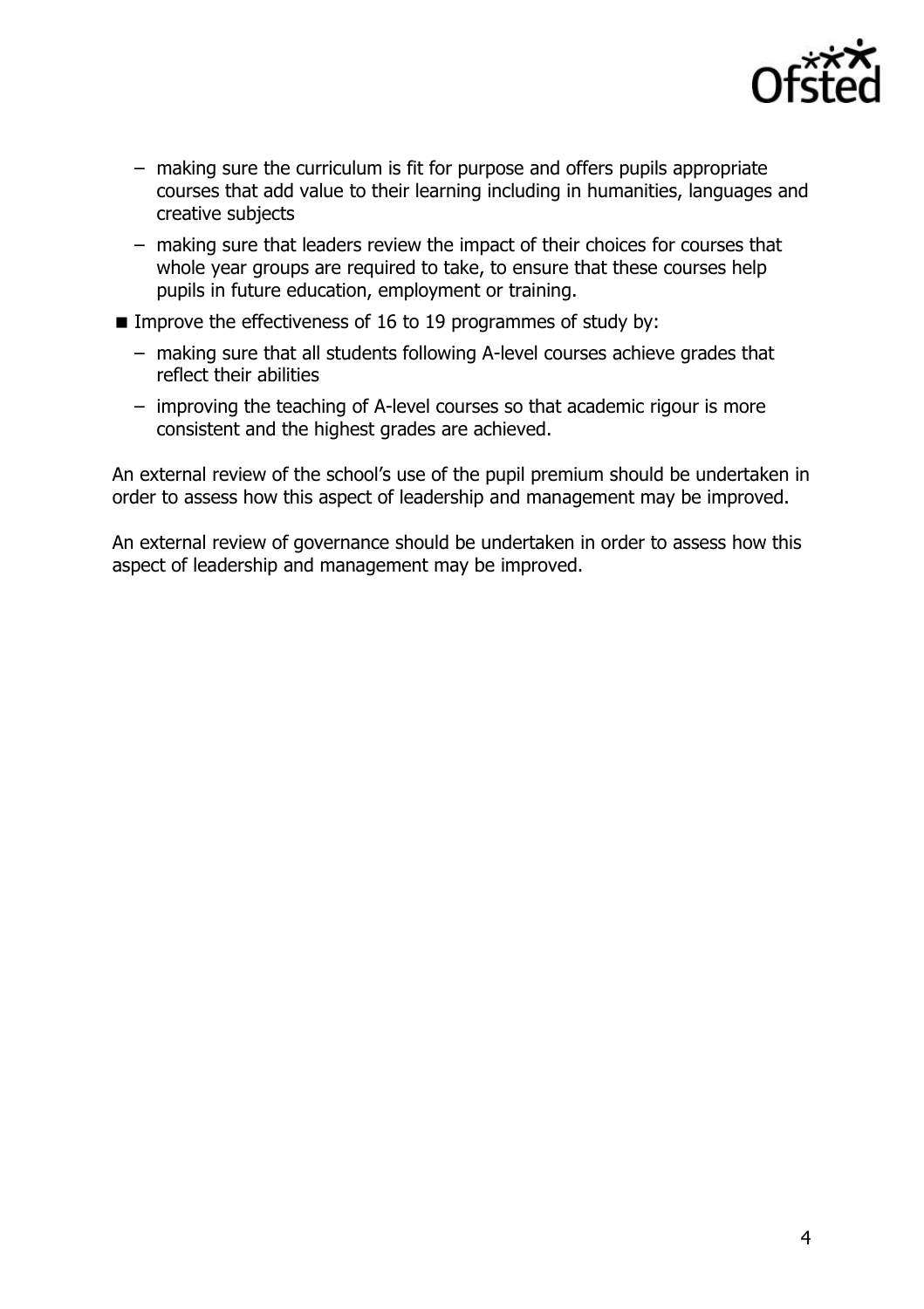- making sure the curriculum is fit for purpose and offers pupils appropriate courses that add value to their learning including in humanities, languages and creative subjects
  - making sure that leaders review the impact of their choices for courses that whole year groups are required to take, to ensure that these courses help pupils in future education, employment or training.
- Improve the effectiveness of 16 to 19 programmes of study by:
  - making sure that all students following A-level courses achieve grades that reflect their abilities
  - improving the teaching of A-level courses so that academic rigour is more consistent and the highest grades are achieved.

An external review of the school's use of the pupil premium should be undertaken in order to assess how this aspect of leadership and management may be improved.

An external review of governance should be undertaken in order to assess how this aspect of leadership and management may be improved.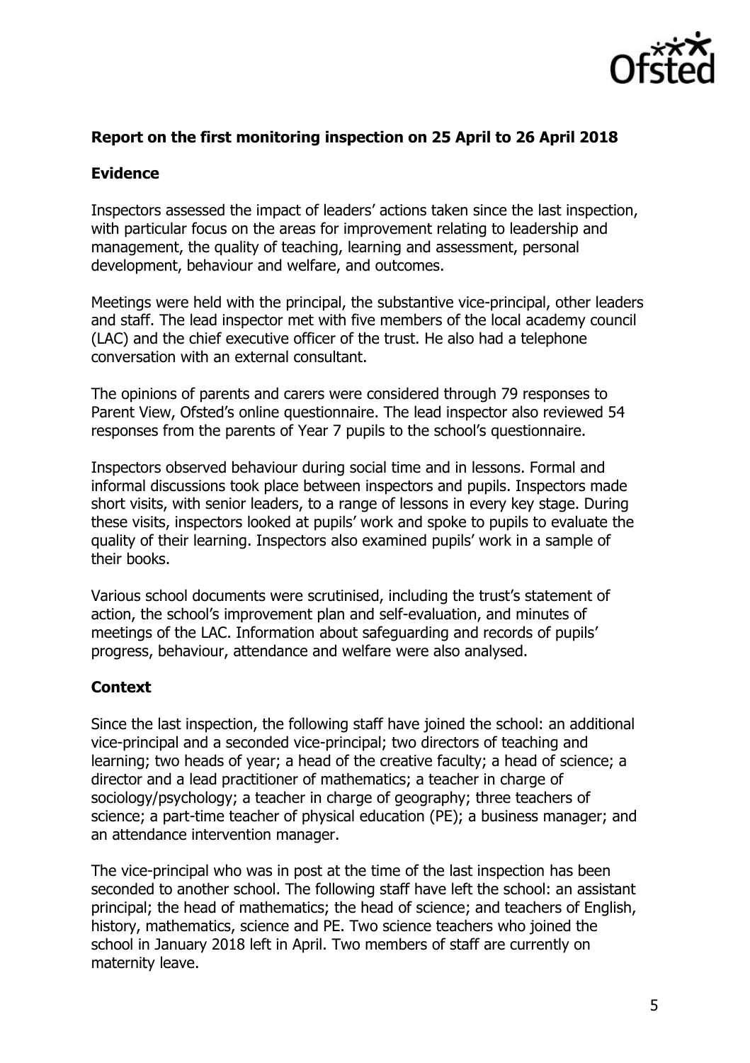**Report on the first monitoring inspection on 25 April to 26 April 2018**

**Evidence**

Inspectors assessed the impact of leaders' actions taken since the last inspection, with particular focus on the areas for improvement relating to leadership and management, the quality of teaching, learning and assessment, personal development, behaviour and welfare, and outcomes.

Meetings were held with the principal, the substantive vice-principal, other leaders and staff. The lead inspector met with five members of the local academy council (LAC) and the chief executive officer of the trust. He also had a telephone conversation with an external consultant.

The opinions of parents and carers were considered through 79 responses to Parent View, Ofsted's online questionnaire. The lead inspector also reviewed 54 responses from the parents of Year 7 pupils to the school's questionnaire.

Inspectors observed behaviour during social time and in lessons. Formal and informal discussions took place between inspectors and pupils. Inspectors made short visits, with senior leaders, to a range of lessons in every key stage. During these visits, inspectors looked at pupils' work and spoke to pupils to evaluate the quality of their learning. Inspectors also examined pupils' work in a sample of their books.

Various school documents were scrutinised, including the trust's statement of action, the school's improvement plan and self-evaluation, and minutes of meetings of the LAC. Information about safeguarding and records of pupils' progress, behaviour, attendance and welfare were also analysed.

**Context**

Since the last inspection, the following staff have joined the school: an additional vice-principal and a seconded vice-principal; two directors of teaching and learning; two heads of year; a head of the creative faculty; a head of science; a director and a lead practitioner of mathematics; a teacher in charge of sociology/psychology; a teacher in charge of geography; three teachers of science; a part-time teacher of physical education (PE); a business manager; and an attendance intervention manager.

The vice-principal who was in post at the time of the last inspection has been seconded to another school. The following staff have left the school: an assistant principal; the head of mathematics; the head of science; and teachers of English, history, mathematics, science and PE. Two science teachers who joined the school in January 2018 left in April. Two members of staff are currently on maternity leave.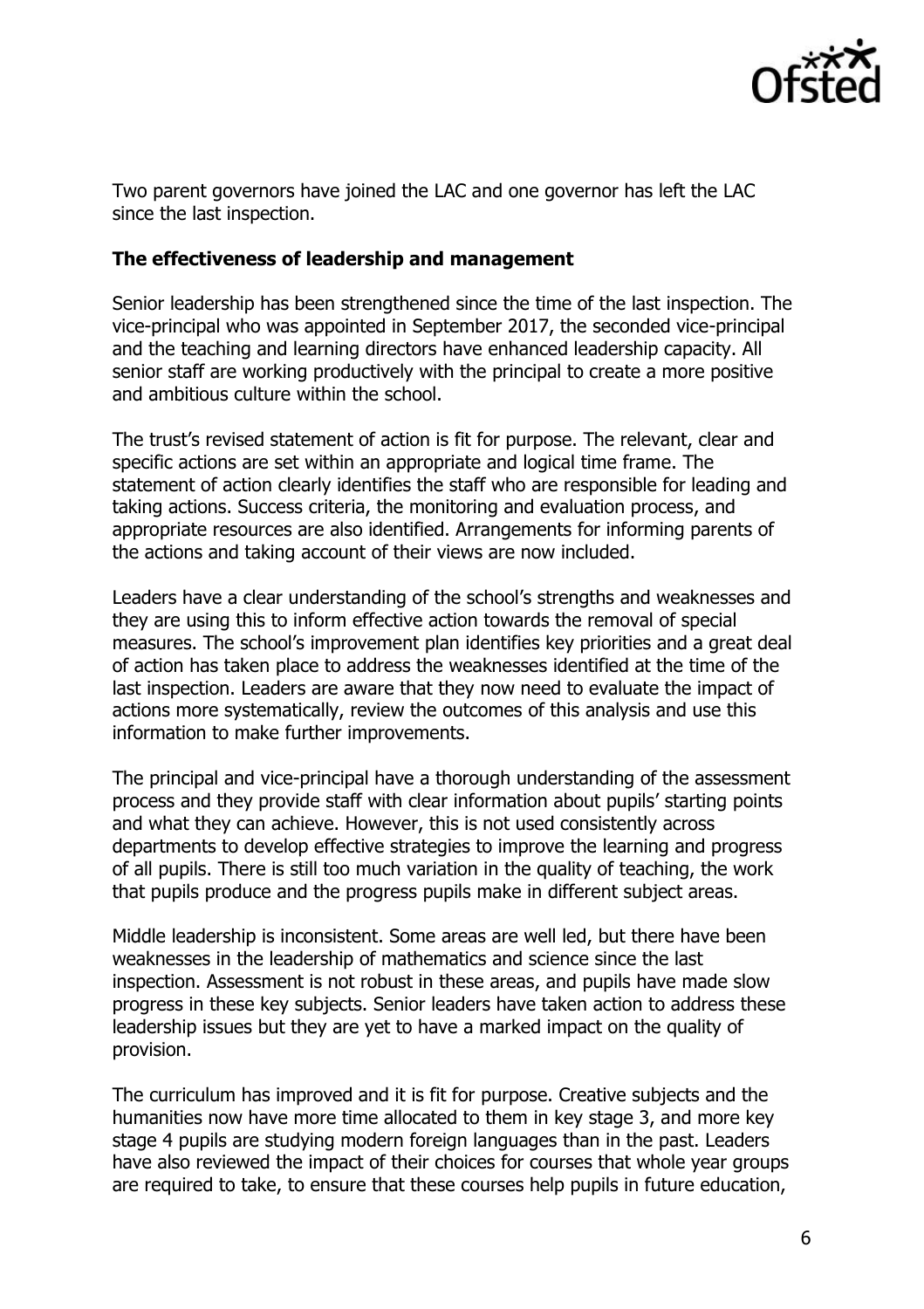Two parent governors have joined the LAC and one governor has left the LAC since the last inspection.

**The effectiveness of leadership and management**

Senior leadership has been strengthened since the time of the last inspection. The vice-principal who was appointed in September 2017, the seconded vice-principal and the teaching and learning directors have enhanced leadership capacity. All senior staff are working productively with the principal to create a more positive and ambitious culture within the school.

The trust's revised statement of action is fit for purpose. The relevant, clear and specific actions are set within an appropriate and logical time frame. The statement of action clearly identifies the staff who are responsible for leading and taking actions. Success criteria, the monitoring and evaluation process, and appropriate resources are also identified. Arrangements for informing parents of the actions and taking account of their views are now included.

Leaders have a clear understanding of the school's strengths and weaknesses and they are using this to inform effective action towards the removal of special measures. The school's improvement plan identifies key priorities and a great deal of action has taken place to address the weaknesses identified at the time of the last inspection. Leaders are aware that they now need to evaluate the impact of actions more systematically, review the outcomes of this analysis and use this information to make further improvements.

The principal and vice-principal have a thorough understanding of the assessment process and they provide staff with clear information about pupils' starting points and what they can achieve. However, this is not used consistently across departments to develop effective strategies to improve the learning and progress of all pupils. There is still too much variation in the quality of teaching, the work that pupils produce and the progress pupils make in different subject areas.

Middle leadership is inconsistent. Some areas are well led, but there have been weaknesses in the leadership of mathematics and science since the last inspection. Assessment is not robust in these areas, and pupils have made slow progress in these key subjects. Senior leaders have taken action to address these leadership issues but they are yet to have a marked impact on the quality of provision.

The curriculum has improved and it is fit for purpose. Creative subjects and the humanities now have more time allocated to them in key stage 3, and more key stage 4 pupils are studying modern foreign languages than in the past. Leaders have also reviewed the impact of their choices for courses that whole year groups are required to take, to ensure that these courses help pupils in future education,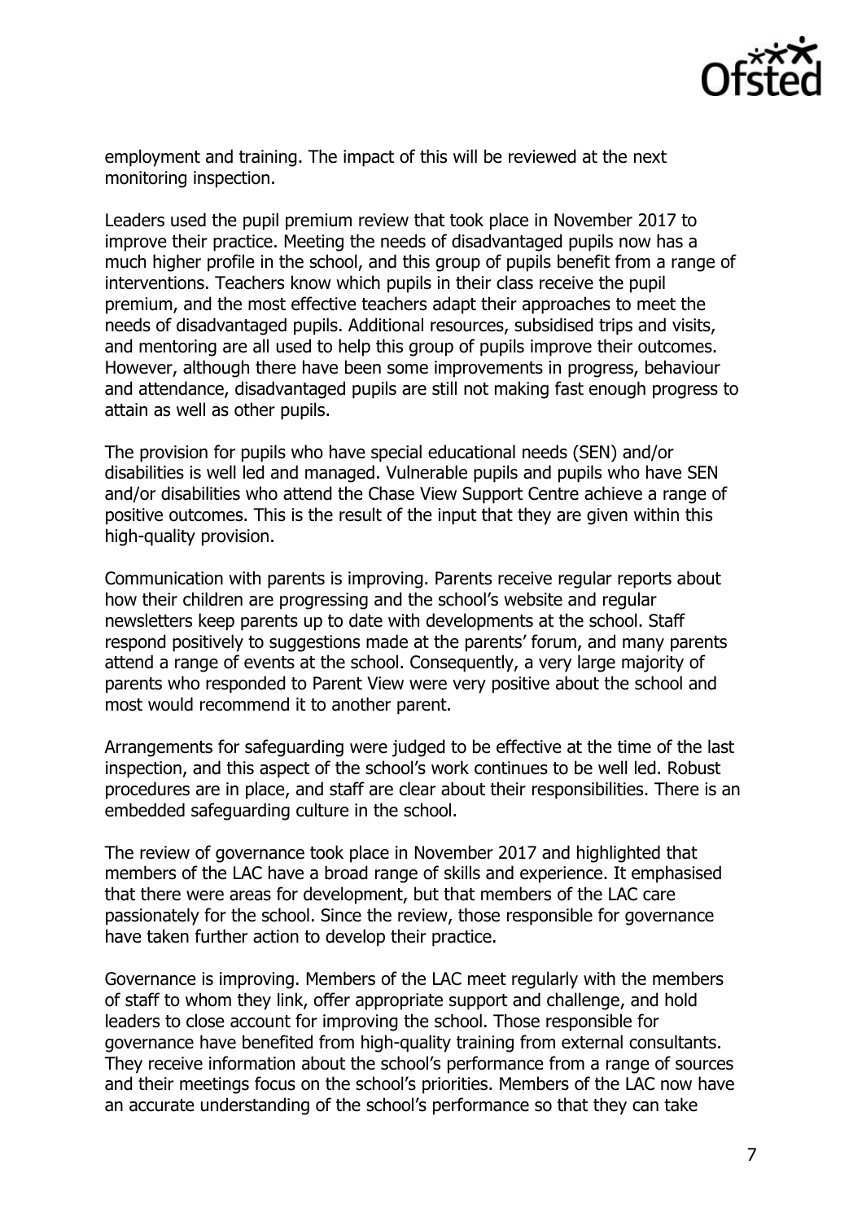employment and training. The impact of this will be reviewed at the next monitoring inspection.

Leaders used the pupil premium review that took place in November 2017 to improve their practice. Meeting the needs of disadvantaged pupils now has a much higher profile in the school, and this group of pupils benefit from a range of interventions. Teachers know which pupils in their class receive the pupil premium, and the most effective teachers adapt their approaches to meet the needs of disadvantaged pupils. Additional resources, subsidised trips and visits, and mentoring are all used to help this group of pupils improve their outcomes. However, although there have been some improvements in progress, behaviour and attendance, disadvantaged pupils are still not making fast enough progress to attain as well as other pupils.

The provision for pupils who have special educational needs (SEN) and/or disabilities is well led and managed. Vulnerable pupils and pupils who have SEN and/or disabilities who attend the Chase View Support Centre achieve a range of positive outcomes. This is the result of the input that they are given within this high-quality provision.

Communication with parents is improving. Parents receive regular reports about how their children are progressing and the school's website and regular newsletters keep parents up to date with developments at the school. Staff respond positively to suggestions made at the parents' forum, and many parents attend a range of events at the school. Consequently, a very large majority of parents who responded to Parent View were very positive about the school and most would recommend it to another parent.

Arrangements for safeguarding were judged to be effective at the time of the last inspection, and this aspect of the school's work continues to be well led. Robust procedures are in place, and staff are clear about their responsibilities. There is an embedded safeguarding culture in the school.

The review of governance took place in November 2017 and highlighted that members of the LAC have a broad range of skills and experience. It emphasised that there were areas for development, but that members of the LAC care passionately for the school. Since the review, those responsible for governance have taken further action to develop their practice.

Governance is improving. Members of the LAC meet regularly with the members of staff to whom they link, offer appropriate support and challenge, and hold leaders to close account for improving the school. Those responsible for governance have benefited from high-quality training from external consultants. They receive information about the school's performance from a range of sources and their meetings focus on the school's priorities. Members of the LAC now have an accurate understanding of the school's performance so that they can take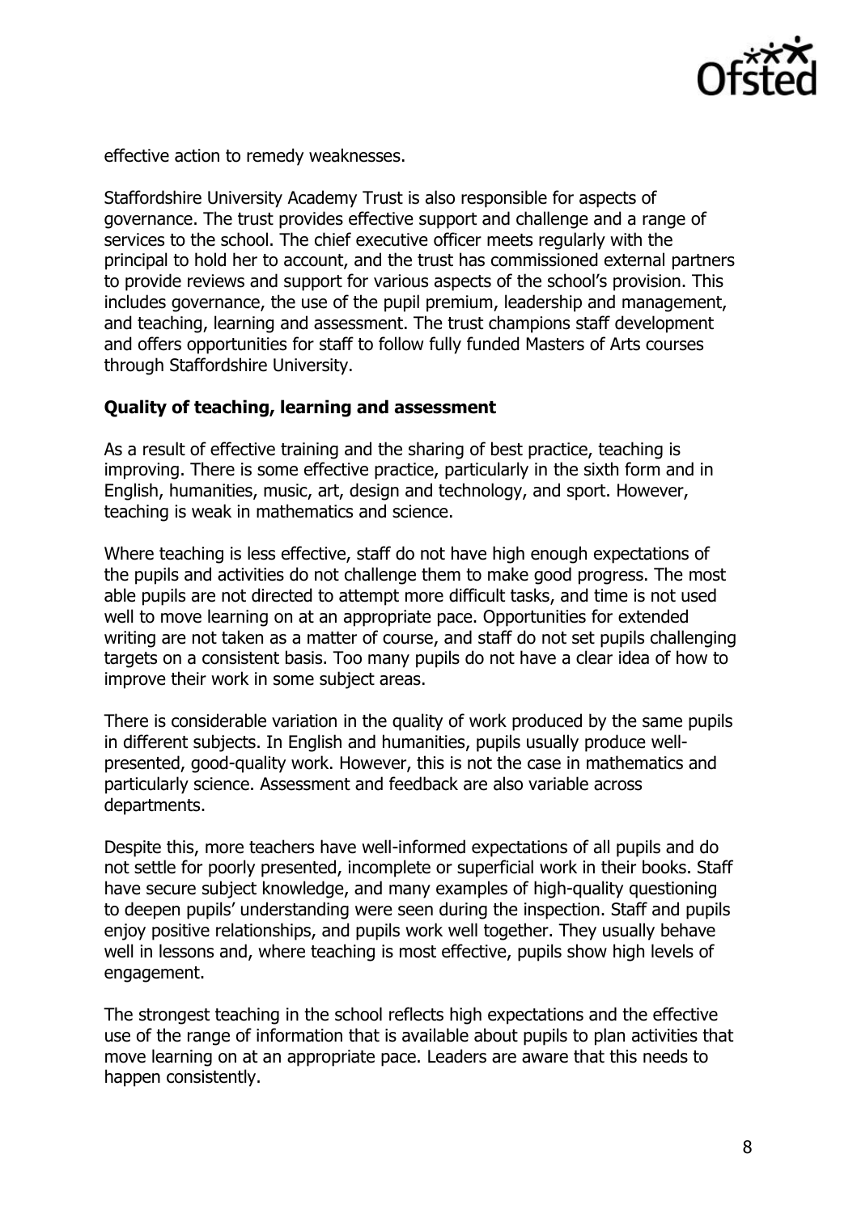effective action to remedy weaknesses.

Staffordshire University Academy Trust is also responsible for aspects of governance. The trust provides effective support and challenge and a range of services to the school. The chief executive officer meets regularly with the principal to hold her to account, and the trust has commissioned external partners to provide reviews and support for various aspects of the school's provision. This includes governance, the use of the pupil premium, leadership and management, and teaching, learning and assessment. The trust champions staff development and offers opportunities for staff to follow fully funded Masters of Arts courses through Staffordshire University.

### Quality of teaching, learning and assessment

As a result of effective training and the sharing of best practice, teaching is improving. There is some effective practice, particularly in the sixth form and in English, humanities, music, art, design and technology, and sport. However, teaching is weak in mathematics and science.

Where teaching is less effective, staff do not have high enough expectations of the pupils and activities do not challenge them to make good progress. The most able pupils are not directed to attempt more difficult tasks, and time is not used well to move learning on at an appropriate pace. Opportunities for extended writing are not taken as a matter of course, and staff do not set pupils challenging targets on a consistent basis. Too many pupils do not have a clear idea of how to improve their work in some subject areas.

There is considerable variation in the quality of work produced by the same pupils in different subjects. In English and humanities, pupils usually produce well-presented, good-quality work. However, this is not the case in mathematics and particularly science. Assessment and feedback are also variable across departments.

Despite this, more teachers have well-informed expectations of all pupils and do not settle for poorly presented, incomplete or superficial work in their books. Staff have secure subject knowledge, and many examples of high-quality questioning to deepen pupils' understanding were seen during the inspection. Staff and pupils enjoy positive relationships, and pupils work well together. They usually behave well in lessons and, where teaching is most effective, pupils show high levels of engagement.

The strongest teaching in the school reflects high expectations and the effective use of the range of information that is available about pupils to plan activities that move learning on at an appropriate pace. Leaders are aware that this needs to happen consistently.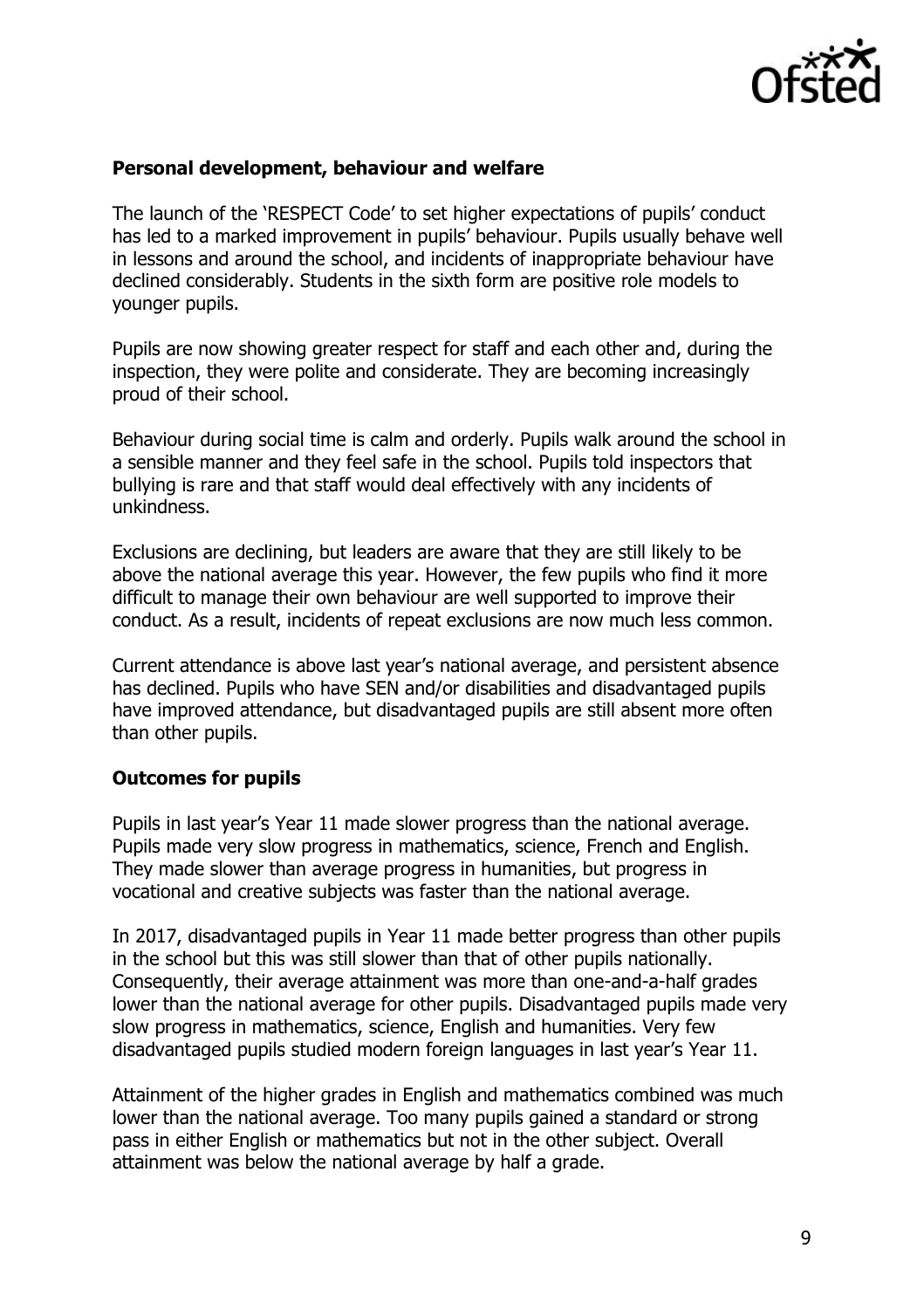### Personal development, behaviour and welfare

The launch of the 'RESPECT Code' to set higher expectations of pupils' conduct has led to a marked improvement in pupils' behaviour. Pupils usually behave well in lessons and around the school, and incidents of inappropriate behaviour have declined considerably. Students in the sixth form are positive role models to younger pupils.

Pupils are now showing greater respect for staff and each other and, during the inspection, they were polite and considerate. They are becoming increasingly proud of their school.

Behaviour during social time is calm and orderly. Pupils walk around the school in a sensible manner and they feel safe in the school. Pupils told inspectors that bullying is rare and that staff would deal effectively with any incidents of unkindness.

Exclusions are declining, but leaders are aware that they are still likely to be above the national average this year. However, the few pupils who find it more difficult to manage their own behaviour are well supported to improve their conduct. As a result, incidents of repeat exclusions are now much less common.

Current attendance is above last year's national average, and persistent absence has declined. Pupils who have SEN and/or disabilities and disadvantaged pupils have improved attendance, but disadvantaged pupils are still absent more often than other pupils.

### Outcomes for pupils

Pupils in last year's Year 11 made slower progress than the national average. Pupils made very slow progress in mathematics, science, French and English. They made slower than average progress in humanities, but progress in vocational and creative subjects was faster than the national average.

In 2017, disadvantaged pupils in Year 11 made better progress than other pupils in the school but this was still slower than that of other pupils nationally. Consequently, their average attainment was more than one-and-a-half grades lower than the national average for other pupils. Disadvantaged pupils made very slow progress in mathematics, science, English and humanities. Very few disadvantaged pupils studied modern foreign languages in last year's Year 11.

Attainment of the higher grades in English and mathematics combined was much lower than the national average. Too many pupils gained a standard or strong pass in either English or mathematics but not in the other subject. Overall attainment was below the national average by half a grade.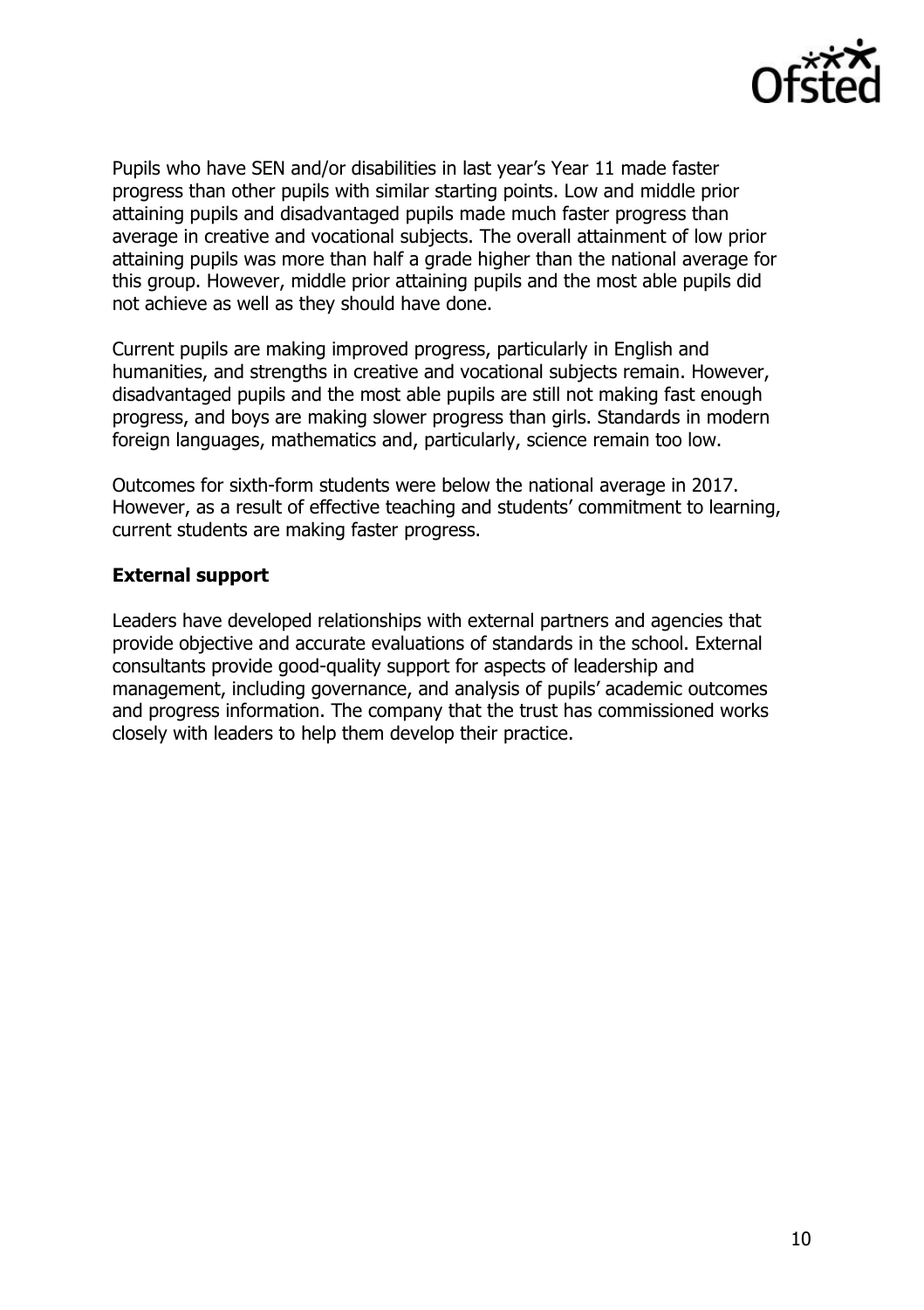Pupils who have SEN and/or disabilities in last year's Year 11 made faster progress than other pupils with similar starting points. Low and middle prior attaining pupils and disadvantaged pupils made much faster progress than average in creative and vocational subjects. The overall attainment of low prior attaining pupils was more than half a grade higher than the national average for this group. However, middle prior attaining pupils and the most able pupils did not achieve as well as they should have done.

Current pupils are making improved progress, particularly in English and humanities, and strengths in creative and vocational subjects remain. However, disadvantaged pupils and the most able pupils are still not making fast enough progress, and boys are making slower progress than girls. Standards in modern foreign languages, mathematics and, particularly, science remain too low.

Outcomes for sixth-form students were below the national average in 2017. However, as a result of effective teaching and students' commitment to learning, current students are making faster progress.

**External support**

Leaders have developed relationships with external partners and agencies that provide objective and accurate evaluations of standards in the school. External consultants provide good-quality support for aspects of leadership and management, including governance, and analysis of pupils' academic outcomes and progress information. The company that the trust has commissioned works closely with leaders to help them develop their practice.